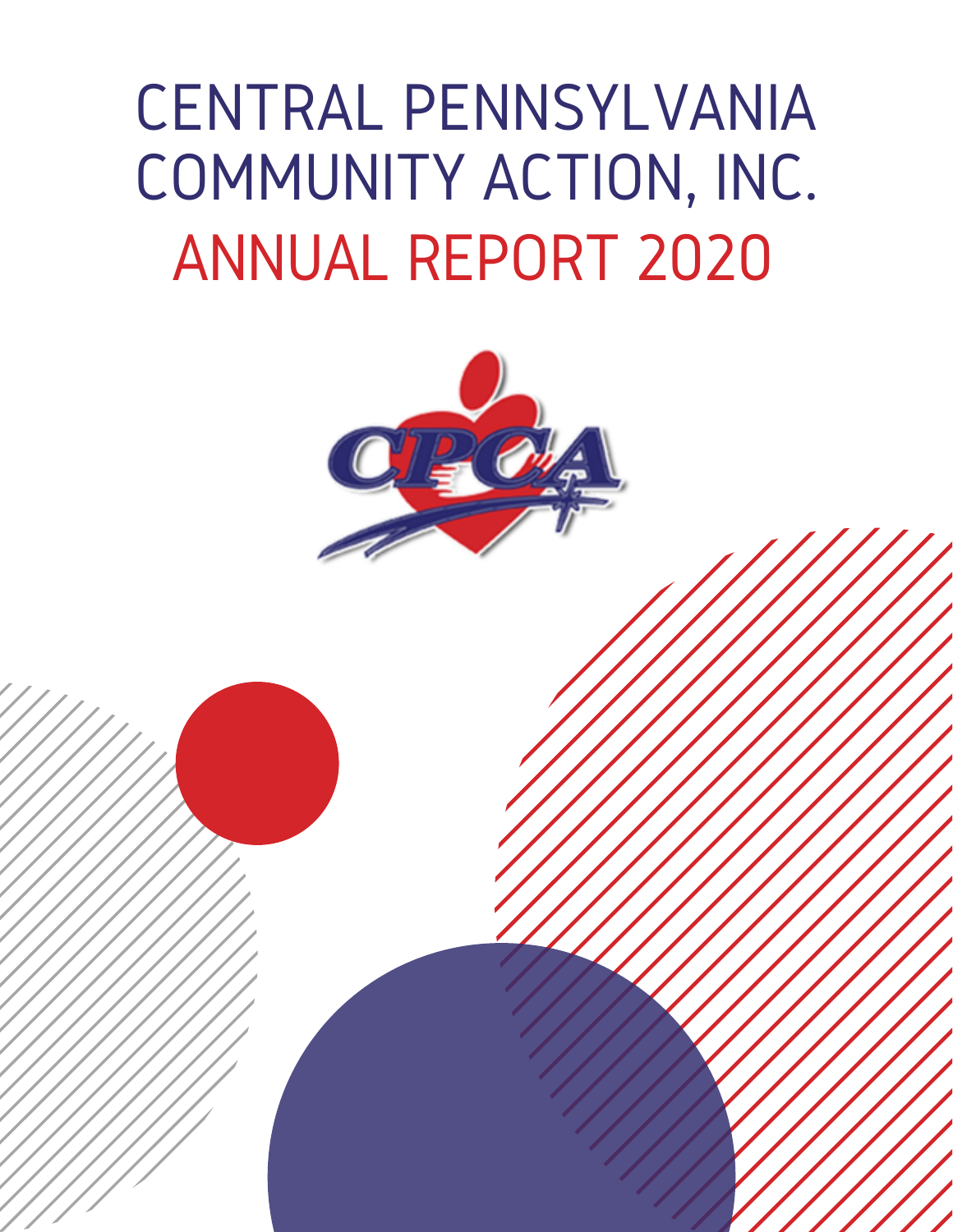# CENTRAL PENNSYLVANIA COMMUNITY ACTION, INC.

# ANNUAL REPORT 2020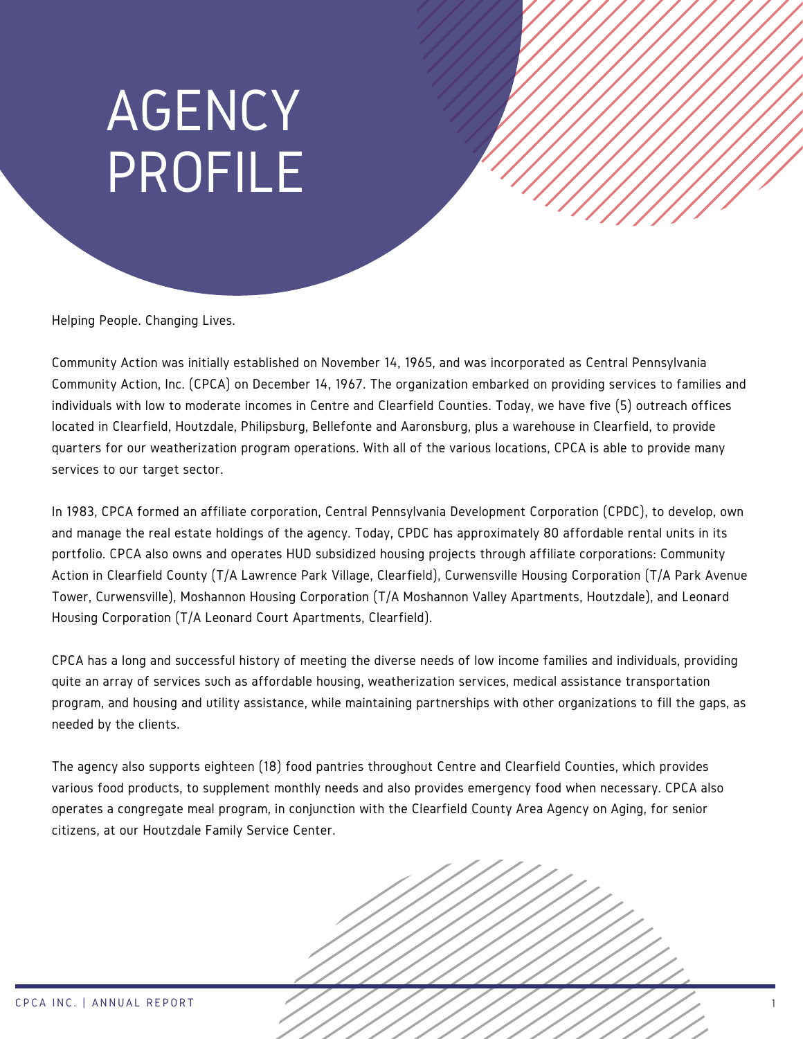# AGENCY PROFILE

Helping People. Changing Lives.

Community Action was initially established on November 14, 1965, and was incorporated as Central Pennsylvania Community Action, Inc. (CPCA) on December 14, 1967. The organization embarked on providing services to families and individuals with low to moderate incomes in Centre and Clearfield Counties. Today, we have five (5) outreach offices located in Clearfield, Houtzdale, Philipsburg, Bellefonte and Aaronsburg, plus a warehouse in Clearfield, to provide quarters for our weatherization program operations. With all of the various locations, CPCA is able to provide many services to our target sector.

In 1983, CPCA formed an affiliate corporation, Central Pennsylvania Development Corporation (CPDC), to develop, own and manage the real estate holdings of the agency. Today, CPDC has approximately 80 affordable rental units in its portfolio. CPCA also owns and operates HUD subsidized housing projects through affiliate corporations: Community Action in Clearfield County (T/A Lawrence Park Village, Clearfield), Curwensville Housing Corporation (T/A Park Avenue Tower, Curwensville), Moshannon Housing Corporation (T/A Moshannon Valley Apartments, Houtzdale), and Leonard Housing Corporation (T/A Leonard Court Apartments, Clearfield).

CPCA has a long and successful history of meeting the diverse needs of low income families and individuals, providing quite an array of services such as affordable housing, weatherization services, medical assistance transportation program, and housing and utility assistance, while maintaining partnerships with other organizations to fill the gaps, as needed by the clients.

The agency also supports eighteen (18) food pantries throughout Centre and Clearfield Counties, which provides various food products, to supplement monthly needs and also provides emergency food when necessary. CPCA also operates a congregate meal program, in conjunction with the Clearfield County Area Agency on Aging, for senior citizens, at our Houtzdale Family Service Center.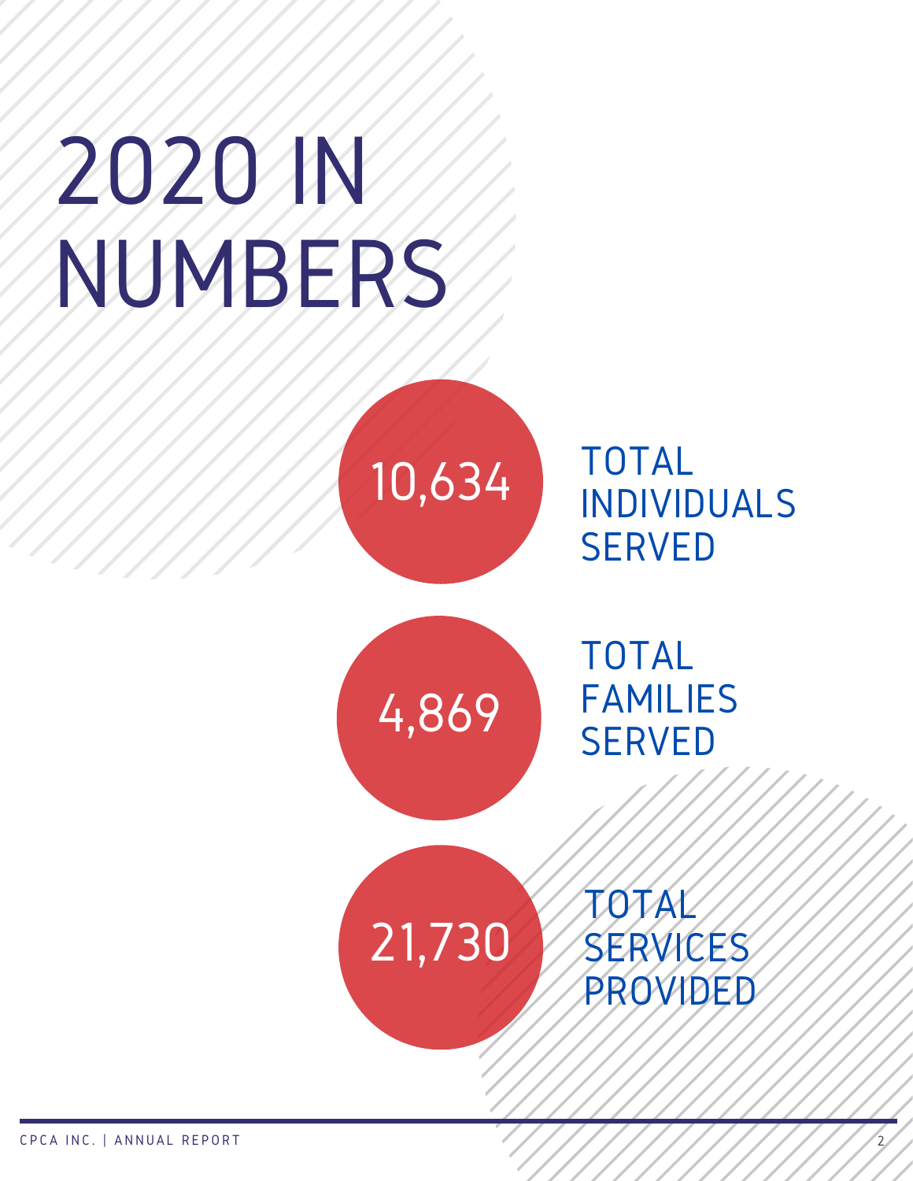# 2020 IN NUMBERS

10,634 TOTAL INDIVIDUALS SERVED

4,869 TOTAL FAMILIES SERVED

21,730 TOTAL SERVICES PROVIDED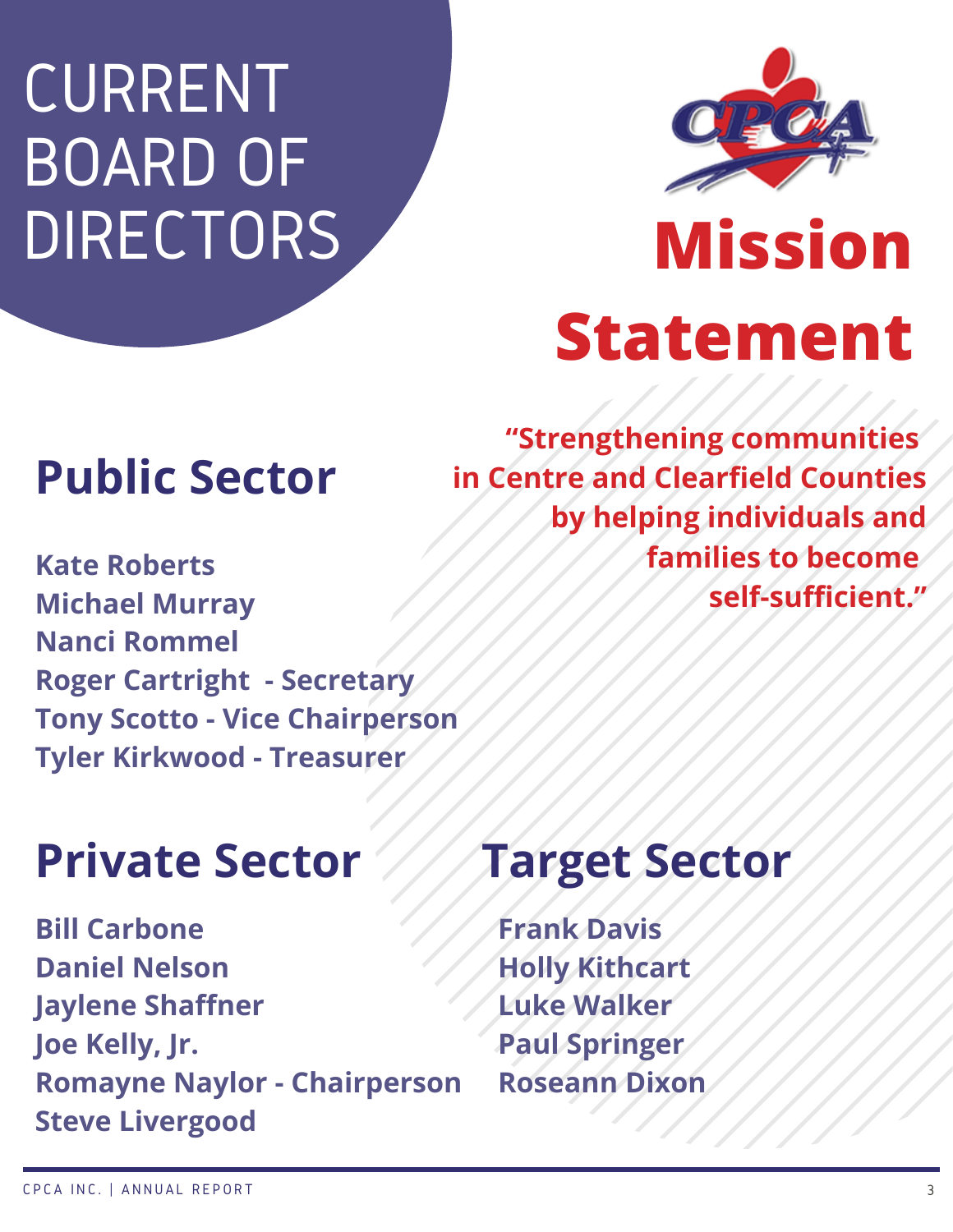# CURRENT BOARD OF DIRECTORS

# Mission Statement

**"Strengthening communities in Centre and Clearfield Counties by helping individuals and families to become self-sufficient."**

## Public Sector

**Kate Roberts**
**Michael Murray**
**Nanci Rommel**
**Roger Cartright - Secretary**
**Tony Scotto - Vice Chairperson**
**Tyler Kirkwood - Treasurer**

## Private Sector

**Bill Carbone**
**Daniel Nelson**
**Jaylene Shaffner**
**Joe Kelly, Jr.**
**Romayne Naylor - Chairperson**
**Steve Livergood**

## Target Sector

**Frank Davis**
**Holly Kithcart**
**Luke Walker**
**Paul Springer**
**Roseann Dixon**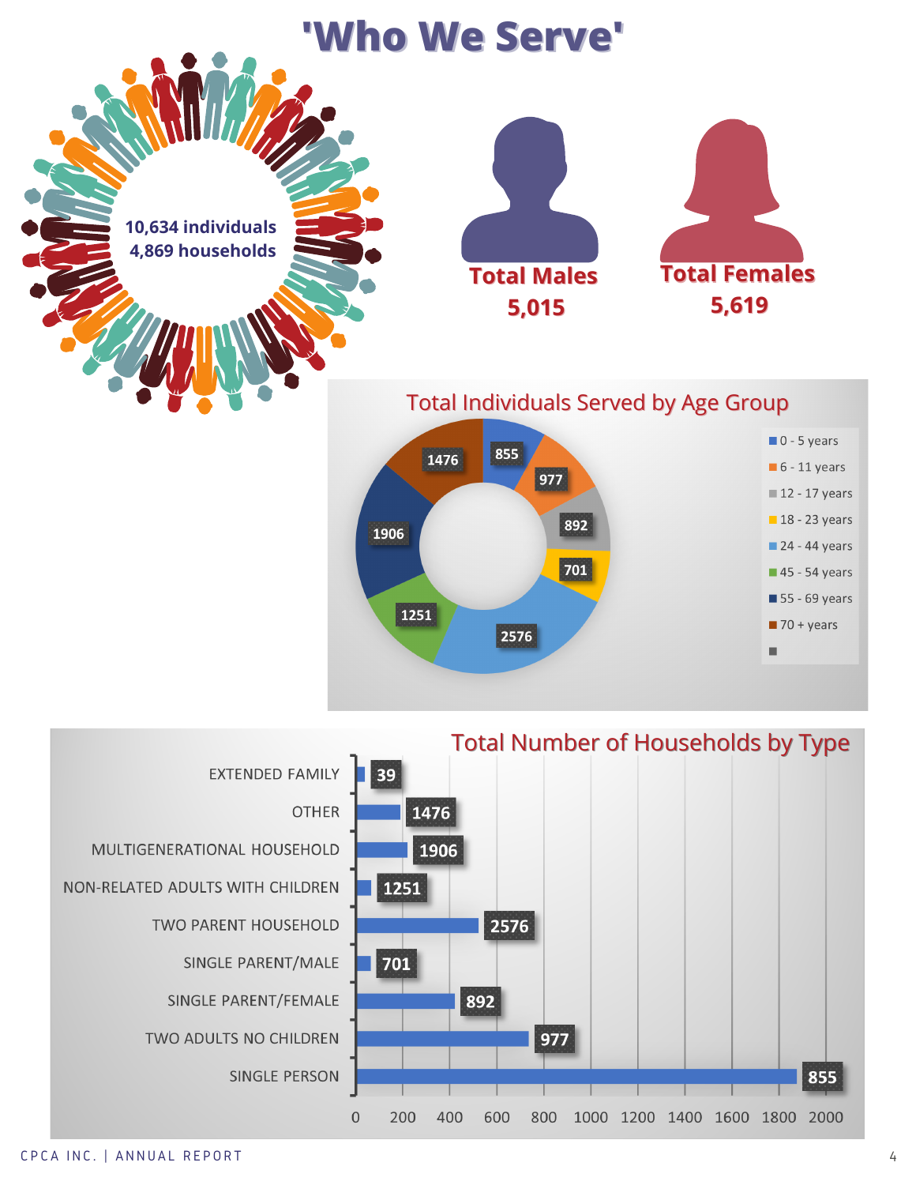# 'Who We Serve'

10,634 individuals
4,869 households

**Total Males**
**5,015**

**Total Females**
**5,619**

## Total Individuals Served by Age Group

| Age Group | Individuals |
|---|---|
| 0 - 5 years | 855 |
| 6 - 11 years | 977 |
| 12 - 17 years | 892 |
| 18 - 23 years | 701 |
| 24 - 44 years | 2576 |
| 45 - 54 years | 1251 |
| 55 - 69 years | 1906 |
| 70 + years | 1476 |

## Total Number of Households by Type

| Household Type | Number |
|---|---|
| EXTENDED FAMILY | 39 |
| OTHER | 1476 |
| MULTIGENERATIONAL HOUSEHOLD | 1906 |
| NON-RELATED ADULTS WITH CHILDREN | 1251 |
| TWO PARENT HOUSEHOLD | 2576 |
| SINGLE PARENT/MALE | 701 |
| SINGLE PARENT/FEMALE | 892 |
| TWO ADULTS NO CHILDREN | 977 |
| SINGLE PERSON | 855 |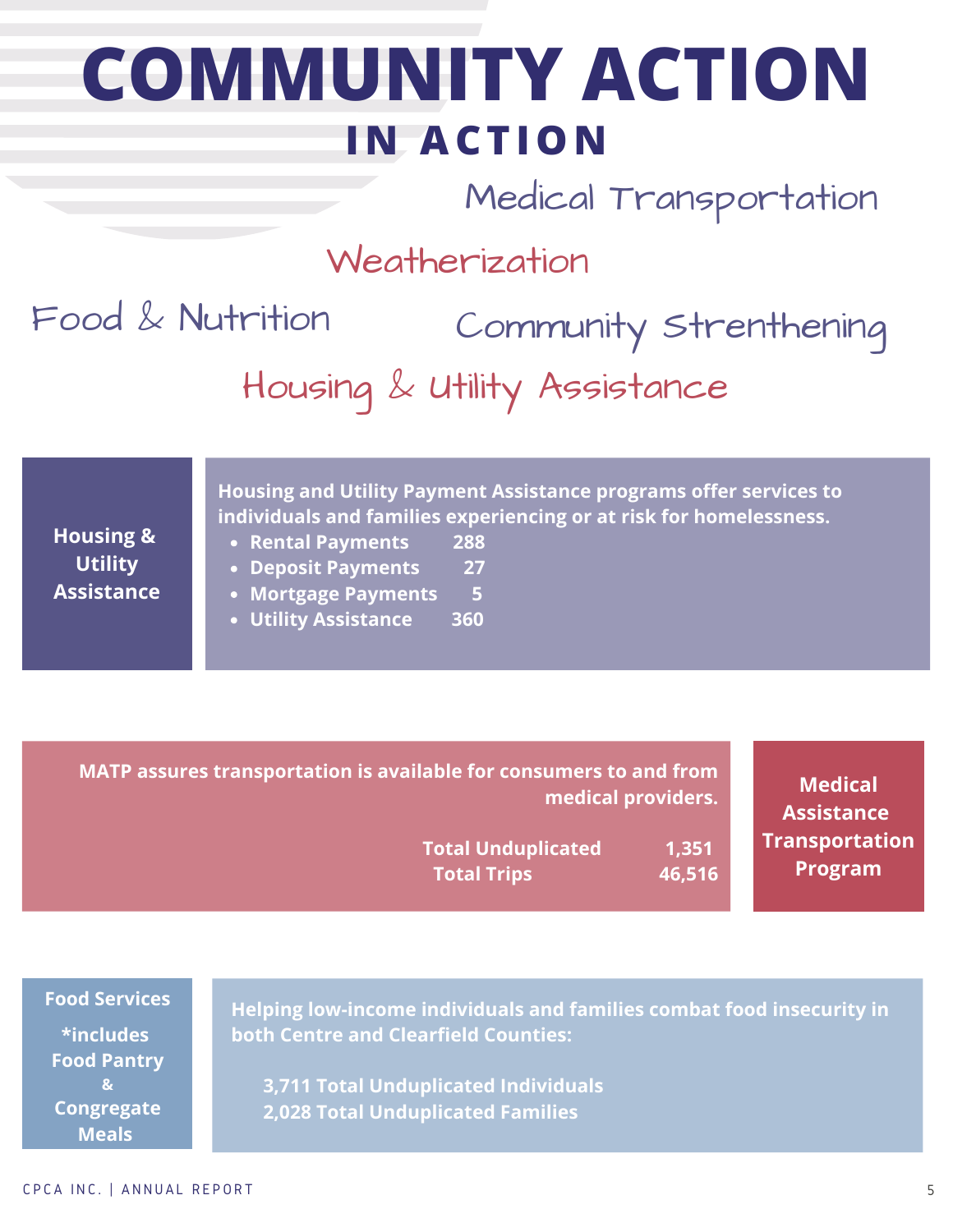# COMMUNITY ACTION

## IN ACTION

Medical Transportation

Weatherization

Food & Nutrition

Community Strenthening

Housing & Utility Assistance

### Housing & Utility Assistance

**Housing and Utility Payment Assistance programs offer services to individuals and families experiencing or at risk for homelessness.**

- **Rental Payments 288**
- **Deposit Payments 27**
- **Mortgage Payments 5**
- **Utility Assistance 360**

### Medical Assistance Transportation Program

**MATP assures transportation is available for consumers to and from medical providers.**

| | |
|---|---|
| **Total Unduplicated** | **1,351** |
| **Total Trips** | **46,516** |

### Food Services

**\*includes Food Pantry & Congregate Meals**

**Helping low-income individuals and families combat food insecurity in both Centre and Clearfield Counties:**

**3,711 Total Unduplicated Individuals**
**2,028 Total Unduplicated Families**

CPCA INC. | ANNUAL REPORT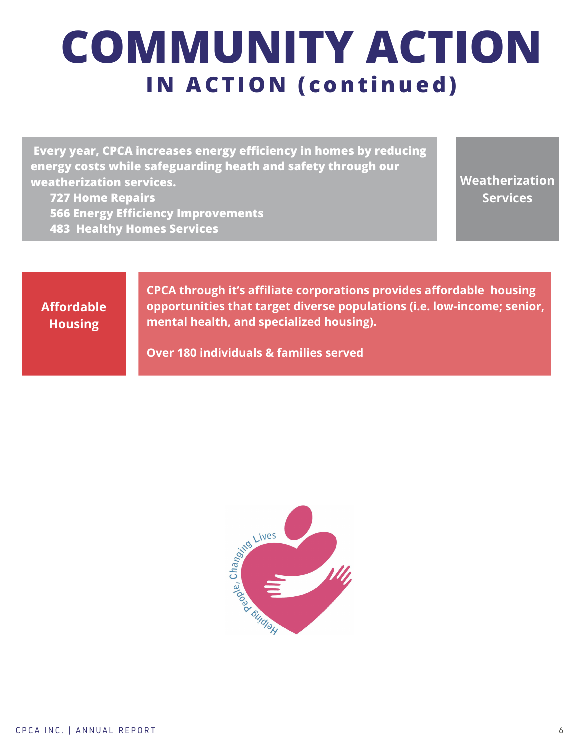# COMMUNITY ACTION

## IN ACTION (continued)

**Weatherization Services**

**Every year, CPCA increases energy efficiency in homes by reducing energy costs while safeguarding heath and safety through our weatherization services.**

- **727 Home Repairs**
- **566 Energy Efficiency Improvements**
- **483 Healthy Homes Services**

**Affordable Housing**

**CPCA through it's affiliate corporations provides affordable housing opportunities that target diverse populations (i.e. low-income; senior, mental health, and specialized housing).**

**Over 180 individuals & families served**